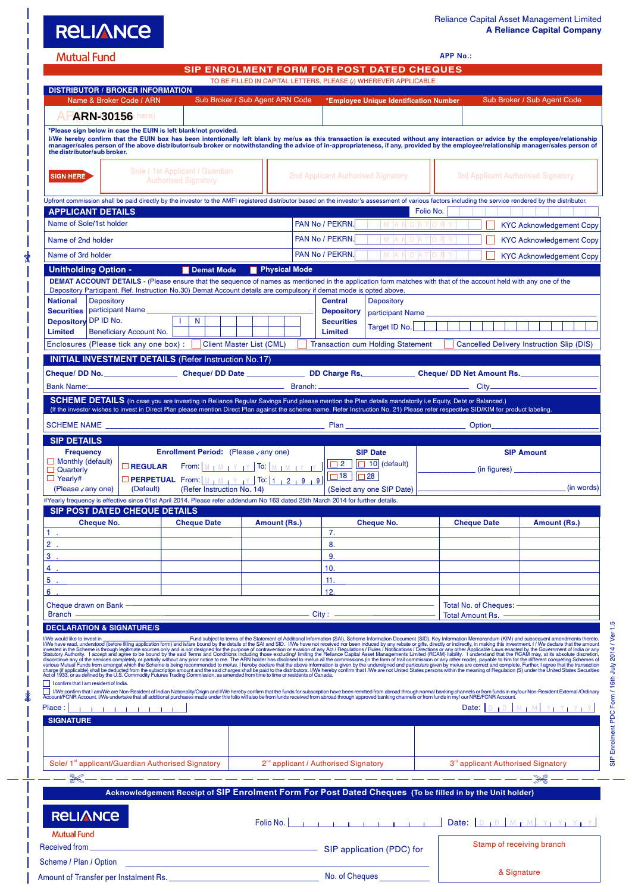**RELIANCE Mutual Fund**

Reliance Capital Asset Management Limited
**A Reliance Capital Company**

**APP No.:**

# SIP ENROLMENT FORM FOR POST DATED CHEQUES

TO BE FILLED IN CAPITAL LETTERS. PLEASE (✓) WHEREVER APPLICABLE

## DISTRIBUTOR / BROKER INFORMATION

| Name & Broker Code / ARN | Sub Broker / Sub Agent ARN Code | *Employee Unique Identification Number | Sub Broker / Sub Agent Code |
|---|---|---|---|
| ARN-30156 | | | |

***Please sign below in case the EUIN is left blank/not provided.**
**I/We hereby confirm that the EUIN box has been intentionally left blank by me/us as this transaction is executed without any interaction or advice by the employee/relationship manager/sales person of the above distributor/sub broker or notwithstanding the advice of in-appropriateness, if any, provided by the employee/relationship manager/sales person of the distributor/sub broker.**

SIGN HERE

| Sole / 1st Applicant / Guardian Authorised Signatory | 2nd Applicant Authorised Signatory | 3rd Applicant Authorised Signatory |
|---|---|---|
| | | |

Upfront commission shall be paid directly by the investor to the AMFI registered distributor based on the investor's assessment of various factors including the service rendered by the distributor.

## APPLICANT DETAILS

Folio No.

| | | |
|---|---|---|
| Name of Sole/1st holder | PAN No / PEKRN. MANDATORY | ☐ KYC Acknowledgement Copy |
| Name of 2nd holder | PAN No / PEKRN. MANDATORY | ☐ KYC Acknowledgement Copy |
| Name of 3rd holder | PAN No / PEKRN. MANDATORY | ☐ KYC Acknowledgement Copy |

## Unitholding Option - ☐ Demat Mode ☐ Physical Mode

**DEMAT ACCOUNT DETAILS -** (Please ensure that the sequence of names as mentioned in the application form matches with that of the account held with any one of the Depository Participant. Ref. Instruction No.30) Demat Account details are compulsory if demat mode is opted above.

| **National Securities Depository Limited** | | **Central Depository Securities Limited** | |
|---|---|---|---|
| Depository participant Name | | Depository participant Name | |
| DP ID No. | I N | Target ID No. | |
| Beneficiary Account No. | | | |

Enclosures (Please tick any one box) : ☐ Client Master List (CML) ☐ Transaction cum Holding Statement ☐ Cancelled Delivery Instruction Slip (DIS)

## INITIAL INVESTMENT DETAILS (Refer Instruction No.17)

**Cheque/ DD No.** ________ **Cheque/ DD Date** ________ **DD Charge Rs.** ________ **Cheque/ DD Net Amount Rs.** ________

Bank Name: ________ Branch: ________ City ________

## SCHEME DETAILS (In case you are investing in Reliance Regular Savings Fund please mention the Plan details mandatorily i.e Equity, Debt or Balanced.)

(If the investor wishes to invest in Direct Plan please mention Direct Plan against the scheme name. Refer Instruction No. 21) Please refer respective SID/KIM for product labeling.

SCHEME NAME ________ Plan ________ Option ________

## SIP DETAILS

| Frequency | Enrollment Period: (Please ✓ any one) | SIP Date | SIP Amount |
|---|---|---|---|
| ☐ Monthly (default) ☐ Quarterly ☐ Yearly# (Please ✓ any one) | ☐ **REGULAR** From: M M Y Y To: M M Y Y<br>☐ **PERPETUAL** From: M M Y Y To: 1 2 9 9<br>(Default) (Refer Instruction No. 14) | ☐ 2 ☐ 10 (default) ☐ 18 ☐ 28 (Select any one SIP Date) | ________ (in figures) ________<br>________ (in words) |

#Yearly frequency is effective since 01st April 2014. Please refer addendum No 163 dated 25th March 2014 for further details.

## SIP POST DATED CHEQUE DETAILS

| Cheque No. | Cheque Date | Amount (Rs.) | Cheque No. | Cheque Date | Amount (Rs.) |
|---|---|---|---|---|---|
| 1 . | | | 7. | | |
| 2 . | | | 8. | | |
| 3 . | | | 9. | | |
| 4 . | | | 10. | | |
| 5 . | | | 11. | | |
| 6 . | | | 12. | | |

Cheque drawn on Bank ________ Total No. of Cheques: ________
Branch ________ City : ________ Total Amount Rs. ________

## DECLARATION & SIGNATURE/S

I/We would like to invest in ________ Fund subject to terms of the Statement of Additional Information (SAI), Scheme Information Document (SID), Key Information Memorandum (KIM) and subsequent amendments thereto. I/We have read, understood (before filling application form) and is/are bound by the details of the SAI and SID. I/We have not received nor been induced by any rebate or gifts, directly or indirectly, in making this investment. I / We declare that the amount invested in the Scheme is through legitimate sources only and is not designed for the purpose of contravention or evasion of any Act / Regulations / Rules / Notifications / Directions or any other Applicable Laws enacted by the Government of India or any Statutory Authority. I accept and agree to be bound by the said Terms and Conditions including those excluding/ limiting the Reliance Capital Asset Management Limited (RCAM) liability. I understand that the RCAM may, at its absolute discretion, discontinue any of the services completely or partially without any prior notice to me. The ARN holder has disclosed to me/us all the commissions (in the form of trail commission or any other mode), payable to him for the different competing Schemes of various Mutual Funds from amongst which the Scheme is being recommended to me/us. I hereby declare that the above information is given by the undersigned and particulars given by me/us are correct and complete. Further, I agree that the transaction charge (if applicable) shall be deducted from the subscription amount and the said charges shall be paid to the distributors. I/We hereby confirm that I /We are not United States persons within the meaning of Regulation (S) under the United States Securities Act of 1933, or as defined by the U.S. Commodity Futures Trading Commission, as amended from time to time or residents of Canada.

☐ I confirm that I am resident of India.

☐ I/We confirm that I am/We are Non-Resident of Indian Nationality/Origin and I/We hereby confirm that the funds for subscription have been remitted from abroad through normal banking channels or from funds in my/our Non-Resident External /Ordinary Account/FCNR Account. I/We undertake that all additional purchases made under this folio will also be from funds received from abroad through approved banking channels or from funds in my/ our NRE/FCNR Account.

Place : ________ Date: D D M M Y Y Y Y

## SIGNATURE

| Sole/ 1st applicant/Guardian Authorised Signatory | 2nd applicant / Authorised Signatory | 3rd applicant Authorised Signatory |
|---|---|---|
| | | |

SIP Enrolment PDC Form / 16th July 2014 / Ver 1.5

---

**Acknowledgement Receipt of SIP Enrolment Form For Post Dated Cheques (To be filled in by the Unit holder)**

**RELIANCE Mutual Fund**

Folio No. ________ Date: D D M M Y Y Y Y

Received from ________ SIP application (PDC) for

Scheme / Plan / Option ________

Amount of Transfer per Instalment Rs. ________ No. of Cheques ________

Stamp of receiving branch & Signature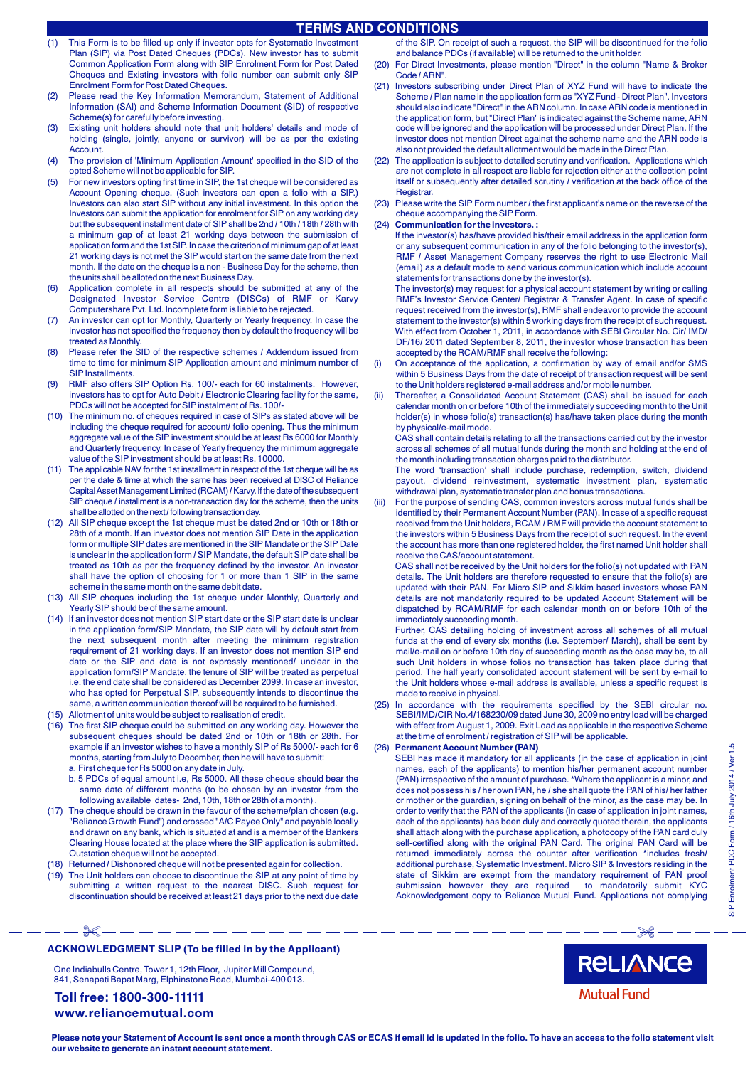# TERMS AND CONDITIONS

(1) This Form is to be filled up only if investor opts for Systematic Investment Plan (SIP) via Post Dated Cheques (PDCs). New investor has to submit Common Application Form along with SIP Enrolment Form for Post Dated Cheques and Existing investors with folio number can submit only SIP Enrolment Form for Post Dated Cheques.

(2) Please read the Key Information Memorandum, Statement of Additional Information (SAI) and Scheme Information Document (SID) of respective Scheme(s) for carefully before investing.

(3) Existing unit holders should note that unit holders' details and mode of holding (single, jointly, anyone or survivor) will be as per the existing Account.

(4) The provision of 'Minimum Application Amount' specified in the SID of the opted Scheme will not be applicable for SIP.

(5) For new investors opting first time in SIP, the 1st cheque will be considered as Account Opening cheque. (Such investors can open a folio with a SIP.) Investors can also start SIP without any initial investment. In this option the Investors can submit the application for enrolment for SIP on any working day but the subsequent installment date of SIP shall be 2nd / 10th / 18th / 28th with a minimum gap of at least 21 working days between the submission of application form and the 1st SIP. In case the criterion of minimum gap of at least 21 working days is not met the SIP would start on the same date from the next month. If the date on the cheque is a non - Business Day for the scheme, then the units shall be alloted on the next Business Day.

(6) Application complete in all respects should be submitted at any of the Designated Investor Service Centre (DISCs) of RMF or Karvy Computershare Pvt. Ltd. Incomplete form is liable to be rejected.

(7) An investor can opt for Monthly, Quarterly or Yearly frequency. In case the investor has not specified the frequency then by default the frequency will be treated as Monthly.

(8) Please refer the SID of the respective schemes / Addendum issued from time to time for minimum SIP Application amount and minimum number of SIP Installments.

(9) RMF also offers SIP Option Rs. 100/- each for 60 instalments. However, investors has to opt for Auto Debit / Electronic Clearing facility for the same, PDCs will not be accepted for SIP instalment of Rs. 100/-

(10) The minimum no. of cheques required in case of SIPs as stated above will be including the cheque required for account/ folio opening. Thus the minimum aggregate value of the SIP investment should be at least Rs 6000 for Monthly and Quarterly frequency. In case of Yearly frequency the minimum aggregate value of the SIP investment should be at least Rs. 10000.

(11) The applicable NAV for the 1st installment in respect of the 1st cheque will be as per the date & time at which the same has been received at DISC of Reliance Capital Asset Management Limited (RCAM) / Karvy. If the date of the subsequent SIP cheque / installment is a non-transaction day for the scheme, then the units shall be allotted on the next / following transaction day.

(12) All SIP cheque except the 1st cheque must be dated 2nd or 10th or 18th or 28th of a month. If an investor does not mention SIP Date in the application form or multiple SIP dates are mentioned in the SIP Mandate or the SIP Date is unclear in the application form / SIP Mandate, the default SIP date shall be treated as 10th as per the frequency defined by the investor. An investor shall have the option of choosing for 1 or more than 1 SIP in the same scheme in the same month on the same debit date.

(13) All SIP cheques including the 1st cheque under Monthly, Quarterly and Yearly SIP should be of the same amount.

(14) If an investor does not mention SIP start date or the SIP start date is unclear in the application form/SIP Mandate, the SIP date will by default start from the next subsequent month after meeting the minimum registration requirement of 21 working days. If an investor does not mention SIP end date or the SIP end date is not expressly mentioned/ unclear in the application form/SIP Mandate, the tenure of SIP will be treated as perpetual i.e. the end date shall be considered as December 2099. In case an investor, who has opted for Perpetual SIP, subsequently intends to discontinue the same, a written communication thereof will be required to be furnished.

(15) Allotment of units would be subject to realisation of credit.

(16) The first SIP cheque could be submitted on any working day. However the subsequent cheques should be dated 2nd or 10th or 18th or 28th. For example if an investor wishes to have a monthly SIP of Rs 5000/- each for 6 months, starting from July to December, then he will have to submit:
a. First cheque for Rs 5000 on any date in July.
b. 5 PDCs of equal amount i.e, Rs 5000. All these cheque should bear the same date of different months (to be chosen by an investor from the following available dates- 2nd, 10th, 18th or 28th of a month) .

(17) The cheque should be drawn in the favour of the scheme/plan chosen (e.g. "Reliance Growth Fund") and crossed "A/C Payee Only" and payable locally and drawn on any bank, which is situated at and is a member of the Bankers Clearing House located at the place where the SIP application is submitted. Outstation cheque will not be accepted.

(18) Returned / Dishonored cheque will not be presented again for collection.

(19) The Unit holders can choose to discontinue the SIP at any point of time by submitting a written request to the nearest DISC. Such request for discontinuation should be received at least 21 days prior to the next due date of the SIP. On receipt of such a request, the SIP will be discontinued for the folio and balance PDCs (if available) will be returned to the unit holder.

(20) For Direct Investments, please mention "Direct" in the column "Name & Broker Code / ARN".

(21) Investors subscribing under Direct Plan of XYZ Fund will have to indicate the Scheme / Plan name in the application form as "XYZ Fund - Direct Plan". Investors should also indicate "Direct" in the ARN column. In case ARN code is mentioned in the application form, but "Direct Plan" is indicated against the Scheme name, ARN code will be ignored and the application will be processed under Direct Plan. If the investor does not mention Direct against the scheme name and the ARN code is also not provided the default allotment would be made in the Direct Plan.

(22) The application is subject to detailed scrutiny and verification. Applications which are not complete in all respect are liable for rejection either at the collection point itself or subsequently after detailed scrutiny / verification at the back office of the Registrar.

(23) Please write the SIP Form number / the first applicant's name on the reverse of the cheque accompanying the SIP Form.

(24) **Communication for the investors. :**
If the investor(s) has/have provided his/their email address in the application form or any subsequent communication in any of the folio belonging to the investor(s), RMF / Asset Management Company reserves the right to use Electronic Mail (email) as a default mode to send various communication which include account statements for transactions done by the investor(s).
The investor(s) may request for a physical account statement by writing or calling RMF's Investor Service Center/ Registrar & Transfer Agent. In case of specific request received from the investor(s), RMF shall endeavor to provide the account statement to the investor(s) within 5 working days from the receipt of such request. With effect from October 1, 2011, in accordance with SEBI Circular No. Cir/ IMD/ DF/16/ 2011 dated September 8, 2011, the investor whose transaction has been accepted by the RCAM/RMF shall receive the following:

(i) On acceptance of the application, a confirmation by way of email and/or SMS within 5 Business Days from the date of receipt of transaction request will be sent to the Unit holders registered e-mail address and/or mobile number.

(ii) Thereafter, a Consolidated Account Statement (CAS) shall be issued for each calendar month on or before 10th of the immediately succeeding month to the Unit holder(s) in whose folio(s) transaction(s) has/have taken place during the month by physical/e-mail mode.
CAS shall contain details relating to all the transactions carried out by the investor across all schemes of all mutual funds during the month and holding at the end of the month including transaction charges paid to the distributor.
The word 'transaction' shall include purchase, redemption, switch, dividend payout, dividend reinvestment, systematic investment plan, systematic withdrawal plan, systematic transfer plan and bonus transactions.

(iii) For the purpose of sending CAS, common investors across mutual funds shall be identified by their Permanent Account Number (PAN). In case of a specific request received from the Unit holders, RCAM / RMF will provide the account statement to the investors within 5 Business Days from the receipt of such request. In the event the account has more than one registered holder, the first named Unit holder shall receive the CAS/account statement.
CAS shall not be received by the Unit holders for the folio(s) not updated with PAN details. The Unit holders are therefore requested to ensure that the folio(s) are updated with their PAN. For Micro SIP and Sikkim based investors whose PAN details are not mandatorily required to be updated Account Statement will be dispatched by RCAM/RMF for each calendar month on or before 10th of the immediately succeeding month.
Further, CAS detailing holding of investment across all schemes of all mutual funds at the end of every six months (i.e. September/ March), shall be sent by mail/e-mail on or before 10th day of succeeding month as the case may be, to all such Unit holders in whose folios no transaction has taken place during that period. The half yearly consolidated account statement will be sent by e-mail to the Unit holders whose e-mail address is available, unless a specific request is made to receive in physical.

(25) In accordance with the requirements specified by the SEBI circular no. SEBI/IMD/CIR No.4/168230/09 dated June 30, 2009 no entry load will be charged with effect from August 1, 2009. Exit Load as applicable in the respective Scheme at the time of enrolment / registration of SIP will be applicable.

(26) **Permanent Account Number (PAN)**
SEBI has made it mandatory for all applicants (in the case of application in joint names, each of the applicants) to mention his/her permanent account number (PAN) irrespective of the amount of purchase. *Where the applicant is a minor, and does not possess his / her own PAN, he / she shall quote the PAN of his/ her father or mother or the guardian, signing on behalf of the minor, as the case may be. In order to verify that the PAN of the applicants (in case of application in joint names, each of the applicants) has been duly and correctly quoted therein, the applicants shall attach along with the purchase application, a photocopy of the PAN card duly self-certified along with the original PAN Card. The original PAN Card will be returned immediately across the counter after verification *includes fresh/ additional purchase, Systematic Investment. Micro SIP & Investors residing in the state of Sikkim are exempt from the mandatory requirement of PAN proof submission however they are required to mandatorily submit KYC Acknowledgement copy to Reliance Mutual Fund. Applications not complying

SIP Enrolment PDC Form / 16th July 2014 / Ver 1.5

---

**ACKNOWLEDGMENT SLIP (To be filled in by the Applicant)**

One Indiabulls Centre, Tower 1, 12th Floor, Jupiter Mill Compound,
841, Senapati Bapat Marg, Elphinstone Road, Mumbai-400 013.

**Toll free: 1800-300-11111**
**www.reliancemutual.com**

RELIANCE Mutual Fund

**Please note your Statement of Account is sent once a month through CAS or ECAS if email id is updated in the folio. To have an access to the folio statement visit our website to generate an instant account statement.**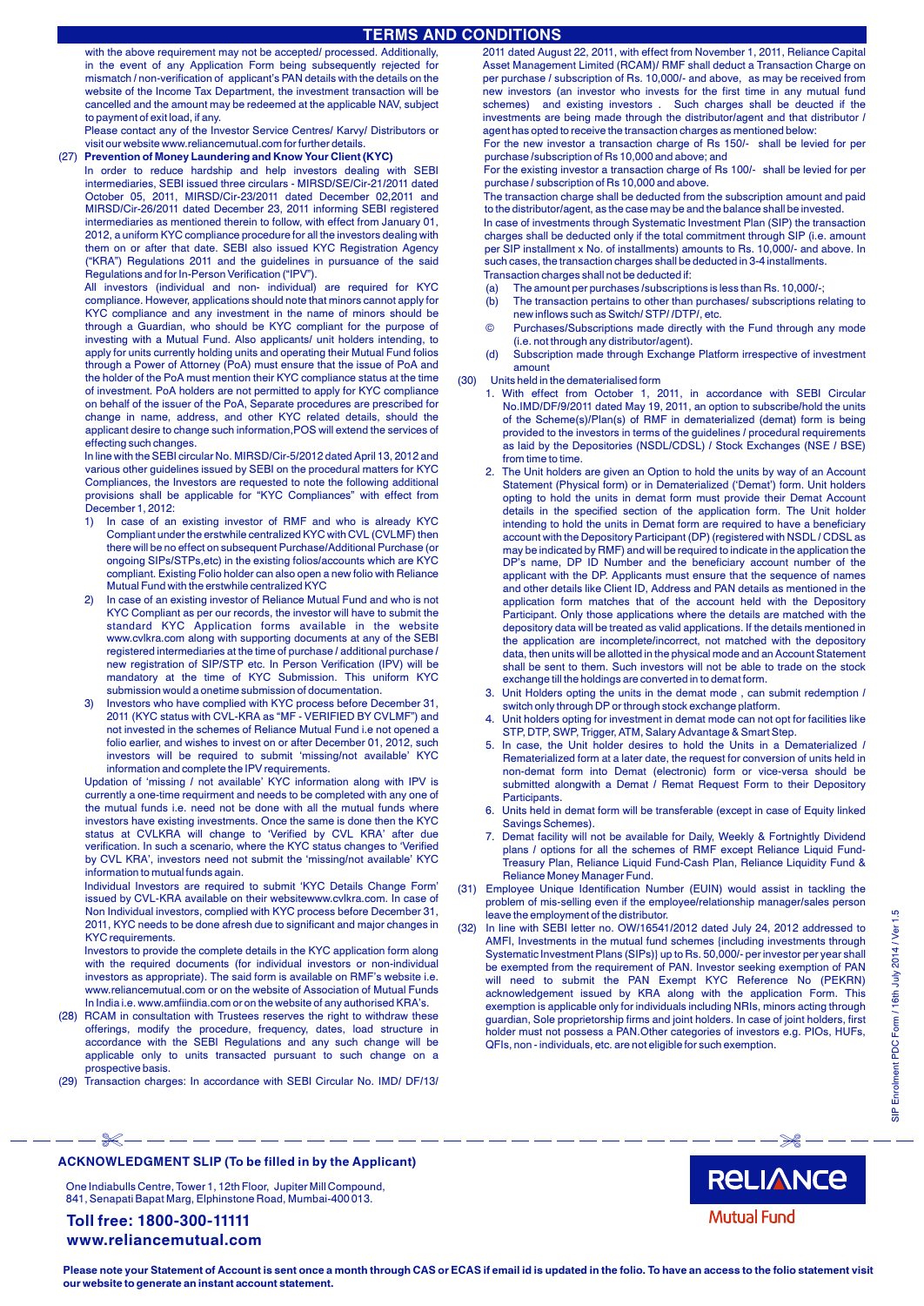## TERMS AND CONDITIONS

with the above requirement may not be accepted/ processed. Additionally, in the event of any Application Form being subsequently rejected for mismatch / non-verification of applicant's PAN details with the details on the website of the Income Tax Department, the investment transaction will be cancelled and the amount may be redeemed at the applicable NAV, subject to payment of exit load, if any.

Please contact any of the Investor Service Centres/ Karvy/ Distributors or visit our website www.reliancemutual.com for further details.

(27) **Prevention of Money Laundering and Know Your Client (KYC)**

In order to reduce hardship and help investors dealing with SEBI intermediaries, SEBI issued three circulars - MIRSD/SE/Cir-21/2011 dated October 05, 2011, MIRSD/Cir-23/2011 dated December 02,2011 and MIRSD/Cir-26/2011 dated December 23, 2011 informing SEBI registered intermediaries as mentioned therein to follow, with effect from January 01, 2012, a uniform KYC compliance procedure for all the investors dealing with them on or after that date. SEBI also issued KYC Registration Agency ("KRA") Regulations 2011 and the guidelines in pursuance of the said Regulations and for In-Person Verification ("IPV").

All investors (individual and non- individual) are required for KYC compliance. However, applications should note that minors cannot apply for KYC compliance and any investment in the name of minors should be through a Guardian, who should be KYC compliant for the purpose of investing with a Mutual Fund. Also applicants/ unit holders intending, to apply for units currently holding units and operating their Mutual Fund folios through a Power of Attorney (PoA) must ensure that the issue of PoA and the holder of the PoA must mention their KYC compliance status at the time of investment. PoA holders are not permitted to apply for KYC compliance on behalf of the issuer of the PoA, Separate procedures are prescribed for change in name, address, and other KYC related details, should the applicant desire to change such information,POS will extend the services of effecting such changes.

In line with the SEBI circular No. MIRSD/Cir-5/2012 dated April 13, 2012 and various other guidelines issued by SEBI on the procedural matters for KYC Compliances, the Investors are requested to note the following additional provisions shall be applicable for "KYC Compliances" with effect from December 1, 2012:

1) In case of an existing investor of RMF and who is already KYC Compliant under the erstwhile centralized KYC with CVL (CVLMF) then there will be no effect on subsequent Purchase/Additional Purchase (or ongoing SIPs/STPs,etc) in the existing folios/accounts which are KYC compliant. Existing Folio holder can also open a new folio with Reliance Mutual Fund with the erstwhile centralized KYC
2) In case of an existing investor of Reliance Mutual Fund and who is not KYC Compliant as per our records, the investor will have to submit the standard KYC Application forms available in the website www.cvlkra.com along with supporting documents at any of the SEBI registered intermediaries at the time of purchase / additional purchase / new registration of SIP/STP etc. In Person Verification (IPV) will be mandatory at the time of KYC Submission. This uniform KYC submission would a onetime submission of documentation.
3) Investors who have complied with KYC process before December 31, 2011 (KYC status with CVL-KRA as "MF - VERIFIED BY CVLMF") and not invested in the schemes of Reliance Mutual Fund i.e not opened a folio earlier, and wishes to invest on or after December 01, 2012, such investors will be required to submit 'missing/not available' KYC information and complete the IPV requirements.

Updation of 'missing / not available' KYC information along with IPV is currently a one-time requirment and needs to be completed with any one of the mutual funds i.e. need not be done with all the mutual funds where investors have existing investments. Once the same is done then the KYC status at CVLKRA will change to 'Verified by CVL KRA' after due verification. In such a scenario, where the KYC status changes to 'Verified by CVL KRA', investors need not submit the 'missing/not available' KYC information to mutual funds again.

Individual Investors are required to submit 'KYC Details Change Form' issued by CVL-KRA available on their websitewww.cvlkra.com. In case of Non Individual investors, complied with KYC process before December 31, 2011, KYC needs to be done afresh due to significant and major changes in KYC requirements.

Investors to provide the complete details in the KYC application form along with the required documents (for individual investors or non-individual investors as appropriate). The said form is available on RMF's website i.e. www.reliancemutual.com or on the website of Association of Mutual Funds In India i.e. www.amfiindia.com or on the website of any authorised KRA's.

(28) RCAM in consultation with Trustees reserves the right to withdraw these offerings, modify the procedure, frequency, dates, load structure in accordance with the SEBI Regulations and any such change will be applicable only to units transacted pursuant to such change on a prospective basis.

(29) Transaction charges: In accordance with SEBI Circular No. IMD/ DF/13/ 2011 dated August 22, 2011, with effect from November 1, 2011, Reliance Capital Asset Management Limited (RCAM)/ RMF shall deduct a Transaction Charge on per purchase / subscription of Rs. 10,000/- and above, as may be received from new investors (an investor who invests for the first time in any mutual fund schemes) and existing investors . Such charges shall be deducted if the investments are being made through the distributor/agent and that distributor / agent has opted to receive the transaction charges as mentioned below:

For the new investor a transaction charge of Rs 150/- shall be levied for per purchase /subscription of Rs 10,000 and above; and

For the existing investor a transaction charge of Rs 100/- shall be levied for per purchase / subscription of Rs 10,000 and above.

The transaction charge shall be deducted from the subscription amount and paid to the distributor/agent, as the case may be and the balance shall be invested.

In case of investments through Systematic Investment Plan (SIP) the transaction charges shall be deducted only if the total commitment through SIP (i.e. amount per SIP installment x No. of installments) amounts to Rs. 10,000/- and above. In such cases, the transaction charges shall be deducted in 3-4 installments.

Transaction charges shall not be deducted if:

(a) The amount per purchases /subscriptions is less than Rs. 10,000/-;
(b) The transaction pertains to other than purchases/ subscriptions relating to new inflows such as Switch/ STP/ /DTP/, etc.
© Purchases/Subscriptions made directly with the Fund through any mode (i.e. not through any distributor/agent).
(d) Subscription made through Exchange Platform irrespective of investment amount

(30) Units held in the dematerialised form

1. With effect from October 1, 2011, in accordance with SEBI Circular No.IMD/DF/9/2011 dated May 19, 2011, an option to subscribe/hold the units of the Scheme(s)/Plan(s) of RMF in dematerialized (demat) form is being provided to the investors in terms of the guidelines / procedural requirements as laid by the Depositories (NSDL/CDSL) / Stock Exchanges (NSE / BSE) from time to time.
2. The Unit holders are given an Option to hold the units by way of an Account Statement (Physical form) or in Dematerialized ('Demat') form. Unit holders opting to hold the units in demat form must provide their Demat Account details in the specified section of the application form. The Unit holder intending to hold the units in Demat form are required to have a beneficiary account with the Depository Participant (DP) (registered with NSDL / CDSL as may be indicated by RMF) and will be required to indicate in the application the DP's name, DP ID Number and the beneficiary account number of the applicant with the DP. Applicants must ensure that the sequence of names and other details like Client ID, Address and PAN details as mentioned in the application form matches that of the account held with the Depository Participant. Only those applications where the details are matched with the depository data will be treated as valid applications. If the details mentioned in the application are incomplete/incorrect, not matched with the depository data, then units will be allotted in the physical mode and an Account Statement shall be sent to them. Such investors will not be able to trade on the stock exchange till the holdings are converted in to demat form.
3. Unit Holders opting the units in the demat mode , can submit redemption / switch only through DP or through stock exchange platform.
4. Unit holders opting for investment in demat mode can not opt for facilities like STP, DTP, SWP, Trigger, ATM, Salary Advantage & Smart Step.
5. In case, the Unit holder desires to hold the Units in a Dematerialized / Rematerialized form at a later date, the request for conversion of units held in non-demat form into Demat (electronic) form or vice-versa should be submitted alongwith a Demat / Remat Request Form to their Depository Participants.
6. Units held in demat form will be transferable (except in case of Equity linked Savings Schemes).
7. Demat facility will not be available for Daily, Weekly & Fortnightly Dividend plans / options for all the schemes of RMF except Reliance Liquid Fund-Treasury Plan, Reliance Liquid Fund-Cash Plan, Reliance Liquidity Fund & Reliance Money Manager Fund.

(31) Employee Unique Identification Number (EUIN) would assist in tackling the problem of mis-selling even if the employee/relationship manager/sales person leave the employment of the distributor.

(32) In line with SEBI letter no. OW/16541/2012 dated July 24, 2012 addressed to AMFI, Investments in the mutual fund schemes [including investments through Systematic Investment Plans (SIPs)] up to Rs. 50,000/- per investor per year shall be exempted from the requirement of PAN. Investor seeking exemption of PAN will need to submit the PAN Exempt KYC Reference No (PEKRN) acknowledgement issued by KRA along with the application Form. This exemption is applicable only for individuals including NRIs, minors acting through guardian, Sole proprietorship firms and joint holders. In case of joint holders, first holder must not possess a PAN.Other categories of investors e.g. PIOs, HUFs, QFIs, non - individuals, etc. are not eligible for such exemption.

SIP Enrolment PDC Form / 16th July 2014 / Ver 1.5

**ACKNOWLEDGMENT SLIP (To be filled in by the Applicant)**

One Indiabulls Centre, Tower 1, 12th Floor, Jupiter Mill Compound, 841, Senapati Bapat Marg, Elphinstone Road, Mumbai-400 013.

**Toll free: 1800-300-11111**
**www.reliancemutual.com**

RELIANCE Mutual Fund

**Please note your Statement of Account is sent once a month through CAS or ECAS if email id is updated in the folio. To have an access to the folio statement visit our website to generate an instant account statement.**